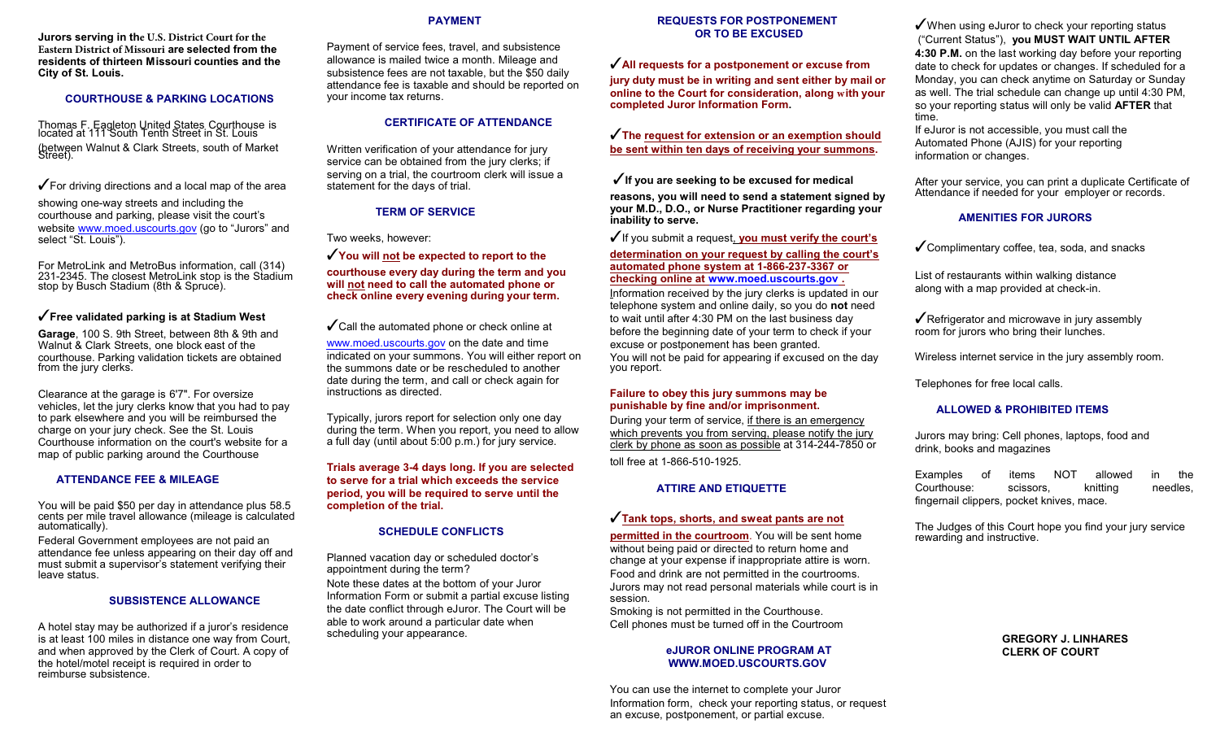**Jurors serving in the U.S. District Court for the Eastern District of Missouri are selected from the residents of thirteen Missouri counties and the City of St. Louis.**

## COURTHOUSE & PARKING LOCATIONS

Thomas F. Eagleton United States Courthouse is located at 111 South Tenth Street in St. Louis (between Walnut & Clark Streets, south of Market Street).

✓For driving directions and a local map of the area showing one-way streets and including the courthouse and parking, please visit the court's website www.moed.uscourts.gov (go to "Jurors" and select "St. Louis").

For MetroLink and MetroBus information, call (314) 231-2345. The closest MetroLink stop is the Stadium stop by Busch Stadium (8th & Spruce).

✓**Free validated parking is at Stadium West Garage**, 100 S. 9th Street, between 8th & 9th and Walnut & Clark Streets, one block east of the courthouse. Parking validation tickets are obtained from the jury clerks.

Clearance at the garage is 6'7". For oversize vehicles, let the jury clerks know that you had to pay to park elsewhere and you will be reimbursed the charge on your jury check. See the St. Louis Courthouse information on the court's website for a map of public parking around the Courthouse

## ATTENDANCE FEE & MILEAGE

You will be paid $50 per day in attendance plus 58.5 cents per mile travel allowance (mileage is calculated automatically).

Federal Government employees are not paid an attendance fee unless appearing on their day off and must submit a supervisor's statement verifying their leave status.

## SUBSISTENCE ALLOWANCE

A hotel stay may be authorized if a juror's residence is at least 100 miles in distance one way from Court, and when approved by the Clerk of Court. A copy of the hotel/motel receipt is required in order to reimburse subsistence.

## PAYMENT

Payment of service fees, travel, and subsistence allowance is mailed twice a month. Mileage and subsistence fees are not taxable, but the $50 daily attendance fee is taxable and should be reported on your income tax returns.

## CERTIFICATE OF ATTENDANCE

Written verification of your attendance for jury service can be obtained from the jury clerks; if serving on a trial, the courtroom clerk will issue a statement for the days of trial.

## TERM OF SERVICE

Two weeks, however:

✓**You will not be expected to report to the courthouse every day during the term and you will not need to call the automated phone or check online every evening during your term.**

✓Call the automated phone or check online at www.moed.uscourts.gov on the date and time indicated on your summons. You will either report on the summons date or be rescheduled to another date during the term, and call or check again for instructions as directed.

Typically, jurors report for selection only one day during the term. When you report, you need to allow a full day (until about 5:00 p.m.) for jury service.

**Trials average 3-4 days long. If you are selected to serve for a trial which exceeds the service period, you will be required to serve until the completion of the trial.**

## SCHEDULE CONFLICTS

Planned vacation day or scheduled doctor's appointment during the term?

Note these dates at the bottom of your Juror Information Form or submit a partial excuse listing the date conflict through eJuror. The Court will be able to work around a particular date when scheduling your appearance.

## REQUESTS FOR POSTPONEMENT OR TO BE EXCUSED

✓**All requests for a postponement or excuse from jury duty must be in writing and sent either by mail or online to the Court for consideration, along with your completed Juror Information Form.**

✓**The request for extension or an exemption should be sent within ten days of receiving your summons.**

✓**If you are seeking to be excused for medical reasons, you will need to send a statement signed by your M.D., D.O., or Nurse Practitioner regarding your inability to serve.**

✓If you submit a request**, you must verify the court's determination on your request by calling the court's automated phone system at 1-866-237-3367 or checking online at www.moed.uscourts.gov .**

Information received by the jury clerks is updated in our telephone system and online daily, so you do **not** need to wait until after 4:30 PM on the last business day before the beginning date of your term to check if your excuse or postponement has been granted.

You will not be paid for appearing if excused on the day you report.

**Failure to obey this jury summons may be punishable by fine and/or imprisonment.**

During your term of service, if there is an emergency which prevents you from serving, please notify the jury clerk by phone as soon as possible at 314-244-7850 or toll free at 1-866-510-1925.

## ATTIRE AND ETIQUETTE

✓**Tank tops, shorts, and sweat pants are not permitted in the courtroom**. You will be sent home without being paid or directed to return home and change at your expense if inappropriate attire is worn.

Food and drink are not permitted in the courtrooms.

Jurors may not read personal materials while court is in session.

Smoking is not permitted in the Courthouse.

Cell phones must be turned off in the Courtroom

## eJUROR ONLINE PROGRAM AT WWW.MOED.USCOURTS.GOV

You can use the internet to complete your Juror Information form, check your reporting status, or request an excuse, postponement, or partial excuse.

✓When using eJuror to check your reporting status ("Current Status"), **you MUST WAIT UNTIL AFTER 4:30 P.M.** on the last working day before your reporting date to check for updates or changes. If scheduled for a Monday, you can check anytime on Saturday or Sunday as well. The trial schedule can change up until 4:30 PM, so your reporting status will only be valid **AFTER** that time.

If eJuror is not accessible, you must call the Automated Phone (AJIS) for your reporting information or changes.

After your service, you can print a duplicate Certificate of Attendance if needed for your employer or records.

## AMENITIES FOR JURORS

✓Complimentary coffee, tea, soda, and snacks

List of restaurants within walking distance along with a map provided at check-in.

✓Refrigerator and microwave in jury assembly room for jurors who bring their lunches.

Wireless internet service in the jury assembly room.

Telephones for free local calls.

## ALLOWED & PROHIBITED ITEMS

Jurors may bring: Cell phones, laptops, food and drink, books and magazines

Examples of items NOT allowed in the Courthouse: scissors, knitting needles, fingernail clippers, pocket knives, mace.

The Judges of this Court hope you find your jury service rewarding and instructive.

**GREGORY J. LINHARES**
**CLERK OF COURT**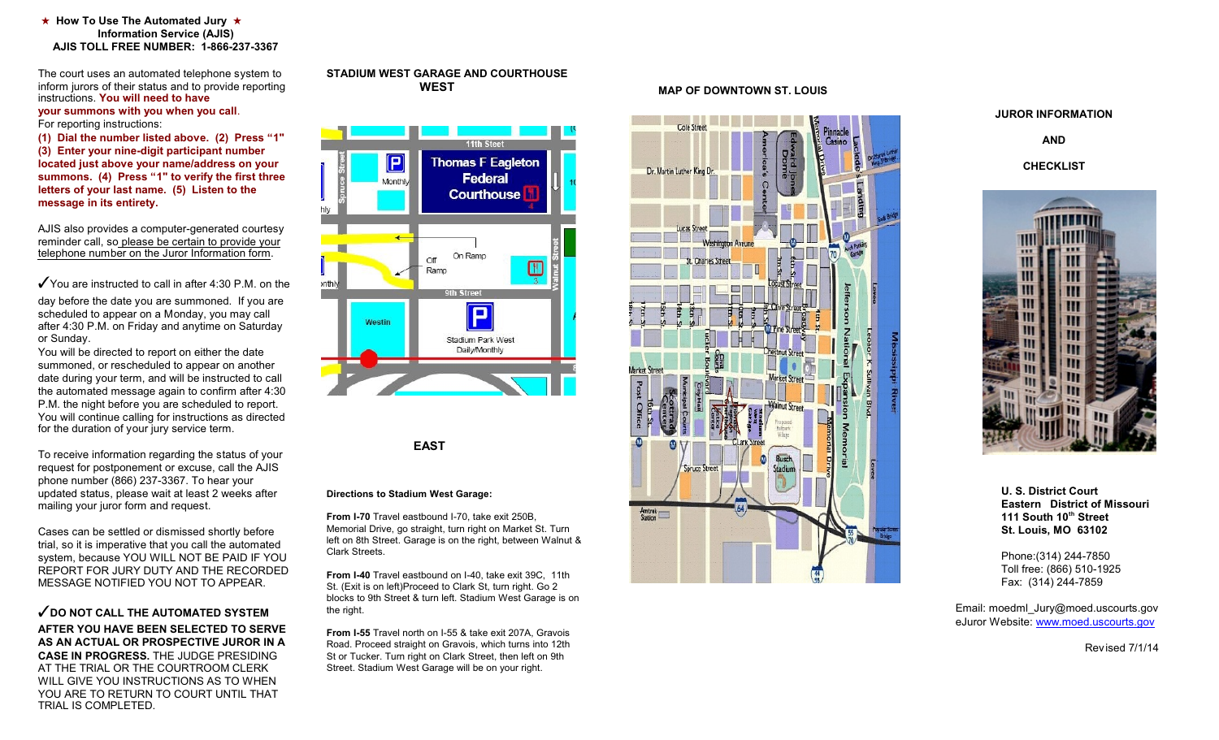★ **How To Use The Automated Jury** ★
**Information Service (AJIS)**
**AJIS TOLL FREE NUMBER: 1-866-237-3367**

The court uses an automated telephone system to inform jurors of their status and to provide reporting instructions. **You will need to have your summons with you when you call**.

For reporting instructions:
**(1) Dial the number listed above. (2) Press "1" (3) Enter your nine-digit participant number located just above your name/address on your summons. (4) Press "1" to verify the first three letters of your last name. (5) Listen to the message in its entirety.**

AJIS also provides a computer-generated courtesy reminder call, so please be certain to provide your telephone number on the Juror Information form.

✓You are instructed to call in after 4:30 P.M. on the day before the date you are summoned. If you are scheduled to appear on a Monday, you may call after 4:30 P.M. on Friday and anytime on Saturday or Sunday.
You will be directed to report on either the date summoned, or rescheduled to appear on another date during your term, and will be instructed to call the automated message again to confirm after 4:30 P.M. the night before you are scheduled to report. You will continue calling for instructions as directed for the duration of your jury service term.

To receive information regarding the status of your request for postponement or excuse, call the AJIS phone number (866) 237-3367. To hear your updated status, please wait at least 2 weeks after mailing your juror form and request.

Cases can be settled or dismissed shortly before trial, so it is imperative that you call the automated system, because YOU WILL NOT BE PAID IF YOU REPORT FOR JURY DUTY AND THE RECORDED MESSAGE NOTIFIED YOU NOT TO APPEAR.

**✓DO NOT CALL THE AUTOMATED SYSTEM AFTER YOU HAVE BEEN SELECTED TO SERVE AS AN ACTUAL OR PROSPECTIVE JUROR IN A CASE IN PROGRESS.** THE JUDGE PRESIDING AT THE TRIAL OR THE COURTROOM CLERK WILL GIVE YOU INSTRUCTIONS AS TO WHEN YOU ARE TO RETURN TO COURT UNTIL THAT TRIAL IS COMPLETED.

**STADIUM WEST GARAGE AND COURTHOUSE WEST**

11th Steet
Spruce Street
Monthly
Thomas F Eagleton Federal Courthouse
Off Ramp
On Ramp
Walnut Street
9th Street
Westin
Stadium Park West Daily/Monthly

**EAST**

**Directions to Stadium West Garage:**

**From I-70** Travel eastbound I-70, take exit 250B, Memorial Drive, go straight, turn right on Market St. Turn left on 8th Street. Garage is on the right, between Walnut & Clark Streets.

**From I-40** Travel eastbound on I-40, take exit 39C, 11th St. (Exit is on left)Proceed to Clark St, turn right. Go 2 blocks to 9th Street & turn left. Stadium West Garage is on the right.

**From I-55** Travel north on I-55 & take exit 207A, Gravois Road. Proceed straight on Gravois, which turns into 12th St or Tucker. Turn right on Clark Street, then left on 9th Street. Stadium West Garage will be on your right.

**MAP OF DOWNTOWN ST. LOUIS**

Cole Street
Dr. Martin Luther King Dr.
America's Center
Edward Jones Dome
Memorial Drive
Pinnacle Casino
Laclede's Landing
Lucas Street
Washington Avenue
St. Charles Street
Locust Street
Olive Street
Pine Street
Chestnut Street
Market Street
Walnut Street
Clark Street
Spruce Street
Jefferson National Expansion Memorial
Leonor K. Sullivan Blvd.
Mississippi River
Post Office
Scottrade Center
City Hall
Municipal Courts
Tucker Boulevard
Busch Stadium
Amtrak Station

**JUROR INFORMATION**

**AND**

**CHECKLIST**

**U. S. District Court**
**Eastern District of Missouri**
**111 South 10th Street**
**St. Louis, MO 63102**

Phone:(314) 244-7850
Toll free: (866) 510-1925
Fax: (314) 244-7859

Email: moedml_Jury@moed.uscourts.gov
eJuror Website: www.moed.uscourts.gov

Revised 7/1/14